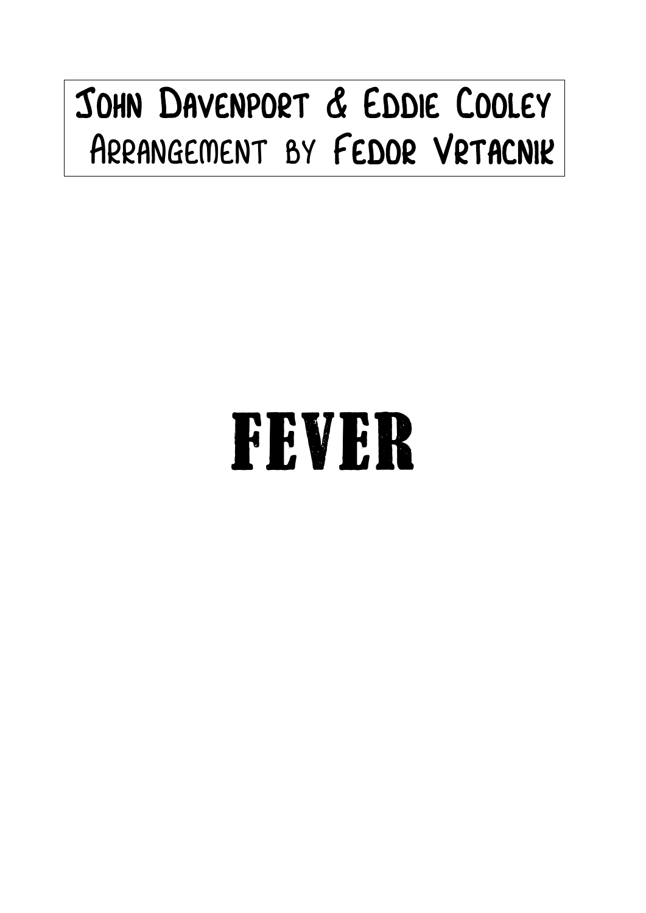John Davenport & Eddie Cooley
Arrangement by Fedor Vrtacnik

# FEVER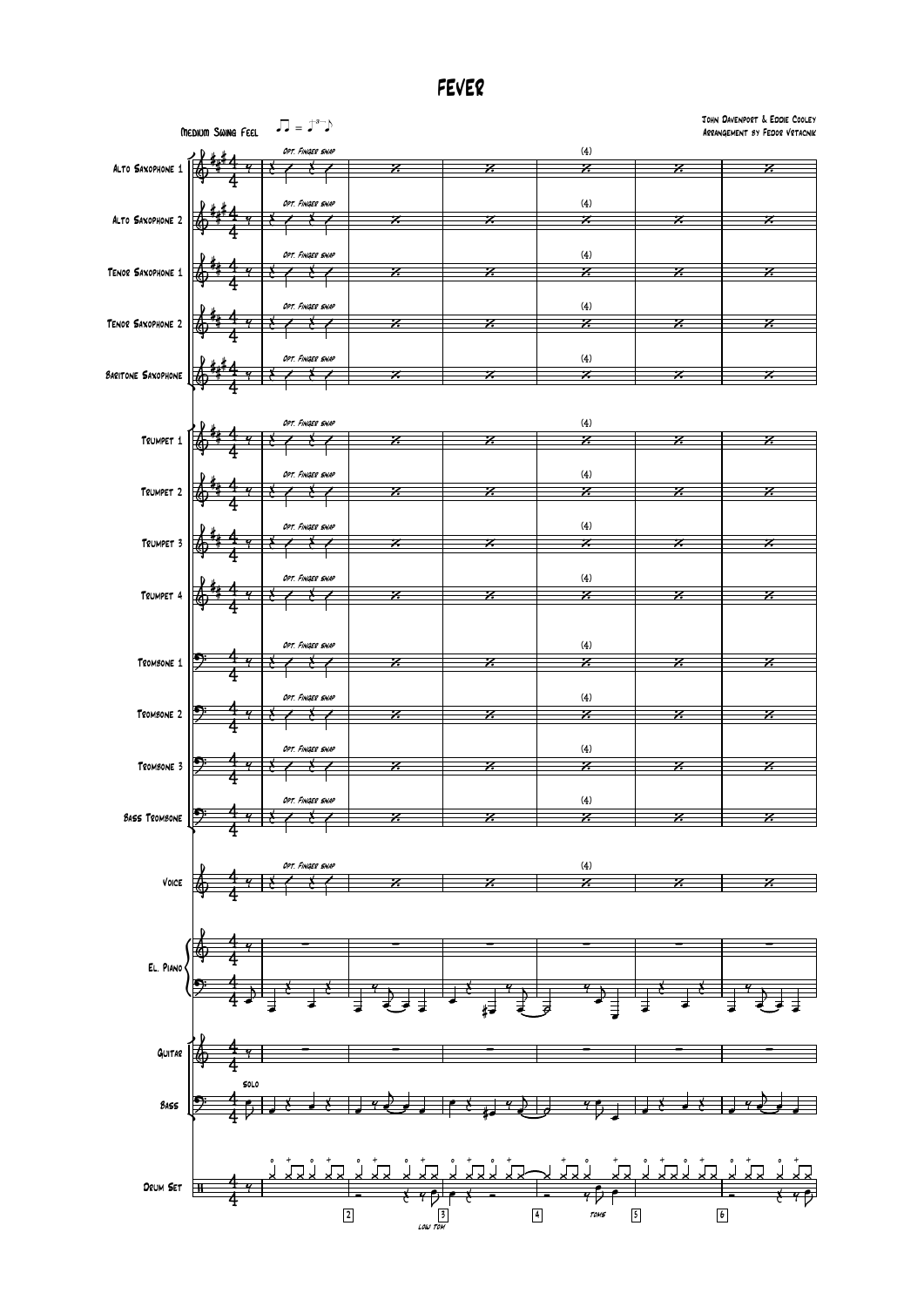# Fever

John Davenport & Eddie Cooley
Arrangement by Fedor Vrtacnik

Medium Swing Feel

Alto Saxophone 1

Alto Saxophone 2

Tenor Saxophone 1

Tenor Saxophone 2

Baritone Saxophone

Trumpet 1

Trumpet 2

Trumpet 3

Trumpet 4

Trombone 1

Trombone 2

Trombone 3

Bass Trombone

Voice

El. Piano

Guitar

Bass

Drum Set

Opt. Finger snap

(4)

solo

low tom

toms

2 3 4 5 6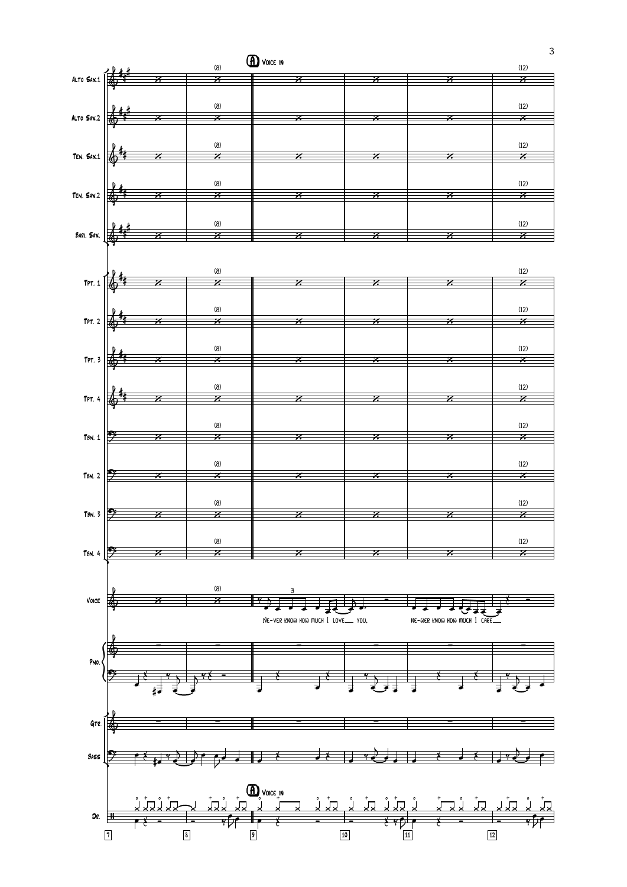(A) VOICE IN

Alto Sax.1

Alto Sax.2

Ten. Sax.1

Ten. Sax.2

Bari. Sax.

Tpt. 1

Tpt. 2

Tpt. 3

Tpt. 4

Tbn. 1

Tbn. 2

Tbn. 3

Tbn. 4

Voice

NE-VER KNOW HOW MUCH I LOVE__ YOU, NE-WER KNOW HOW MUCH I CARE__

Pno.

Gtr.

Bass

(A) VOICE IN

Dr.

(8) (12)

7 8 9 10 11 12